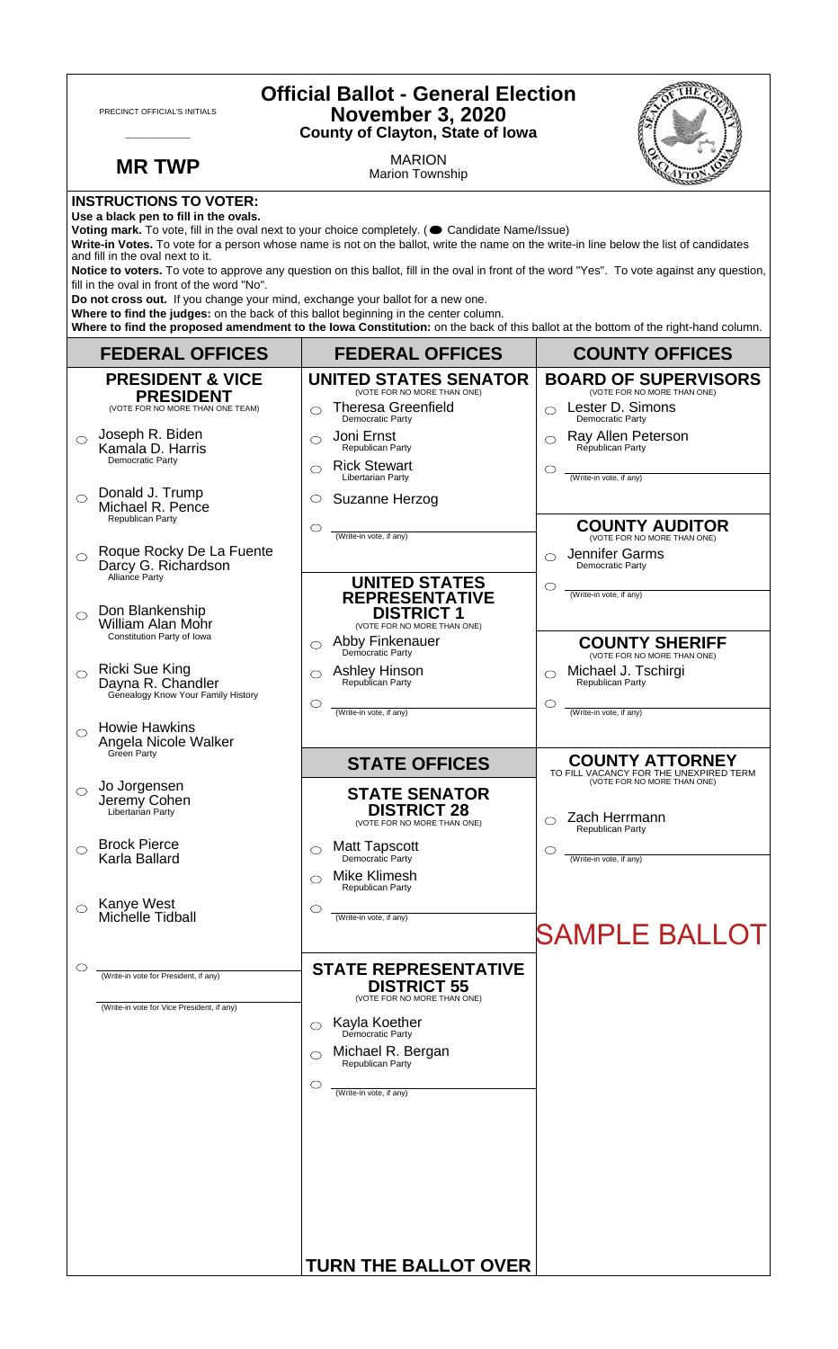PRECINCT OFFICIAL'S INITIALS

____________

**MR TWP**

# Official Ballot - General Election
## November 3, 2020
### County of Clayton, State of Iowa

MARION
Marion Township

**INSTRUCTIONS TO VOTER:**

**Use a black pen to fill in the ovals.**

**Voting mark.** To vote, fill in the oval next to your choice completely. (● Candidate Name/Issue)

**Write-in Votes.** To vote for a person whose name is not on the ballot, write the name on the write-in line below the list of candidates and fill in the oval next to it.

**Notice to voters.** To vote to approve any question on this ballot, fill in the oval in front of the word "Yes". To vote against any question, fill in the oval in front of the word "No".

**Do not cross out.** If you change your mind, exchange your ballot for a new one.

**Where to find the judges:** on the back of this ballot beginning in the center column.

**Where to find the proposed amendment to the Iowa Constitution:** on the back of this ballot at the bottom of the right-hand column.

## FEDERAL OFFICES

### PRESIDENT & VICE PRESIDENT
(VOTE FOR NO MORE THAN ONE TEAM)

- ○ Joseph R. Biden / Kamala D. Harris — Democratic Party
- ○ Donald J. Trump / Michael R. Pence — Republican Party
- ○ Roque Rocky De La Fuente / Darcy G. Richardson — Alliance Party
- ○ Don Blankenship / William Alan Mohr — Constitution Party of Iowa
- ○ Ricki Sue King / Dayna R. Chandler — Genealogy Know Your Family History
- ○ Howie Hawkins / Angela Nicole Walker — Green Party
- ○ Jo Jorgensen / Jeremy Cohen — Libertarian Party
- ○ Brock Pierce / Karla Ballard
- ○ Kanye West / Michelle Tidball
- ○ ____________ (Write-in vote for President, if any)
  ____________ (Write-in vote for Vice President, if any)

## FEDERAL OFFICES

### UNITED STATES SENATOR
(VOTE FOR NO MORE THAN ONE)

- ○ Theresa Greenfield — Democratic Party
- ○ Joni Ernst — Republican Party
- ○ Rick Stewart — Libertarian Party
- ○ Suzanne Herzog
- ○ ____________ (Write-in vote, if any)

### UNITED STATES REPRESENTATIVE DISTRICT 1
(VOTE FOR NO MORE THAN ONE)

- ○ Abby Finkenauer — Democratic Party
- ○ Ashley Hinson — Republican Party
- ○ ____________ (Write-in vote, if any)

## STATE OFFICES

### STATE SENATOR DISTRICT 28
(VOTE FOR NO MORE THAN ONE)

- ○ Matt Tapscott — Democratic Party
- ○ Mike Klimesh — Republican Party
- ○ ____________ (Write-in vote, if any)

### STATE REPRESENTATIVE DISTRICT 55
(VOTE FOR NO MORE THAN ONE)

- ○ Kayla Koether — Democratic Party
- ○ Michael R. Bergan — Republican Party
- ○ ____________ (Write-in vote, if any)

**TURN THE BALLOT OVER**

## COUNTY OFFICES

### BOARD OF SUPERVISORS
(VOTE FOR NO MORE THAN ONE)

- ○ Lester D. Simons — Democratic Party
- ○ Ray Allen Peterson — Republican Party
- ○ ____________ (Write-in vote, if any)

### COUNTY AUDITOR
(VOTE FOR NO MORE THAN ONE)

- ○ Jennifer Garms — Democratic Party
- ○ ____________ (Write-in vote, if any)

### COUNTY SHERIFF
(VOTE FOR NO MORE THAN ONE)

- ○ Michael J. Tschirgi — Republican Party
- ○ ____________ (Write-in vote, if any)

### COUNTY ATTORNEY
TO FILL VACANCY FOR THE UNEXPIRED TERM
(VOTE FOR NO MORE THAN ONE)

- ○ Zach Herrmann — Republican Party
- ○ ____________ (Write-in vote, if any)

SAMPLE BALLOT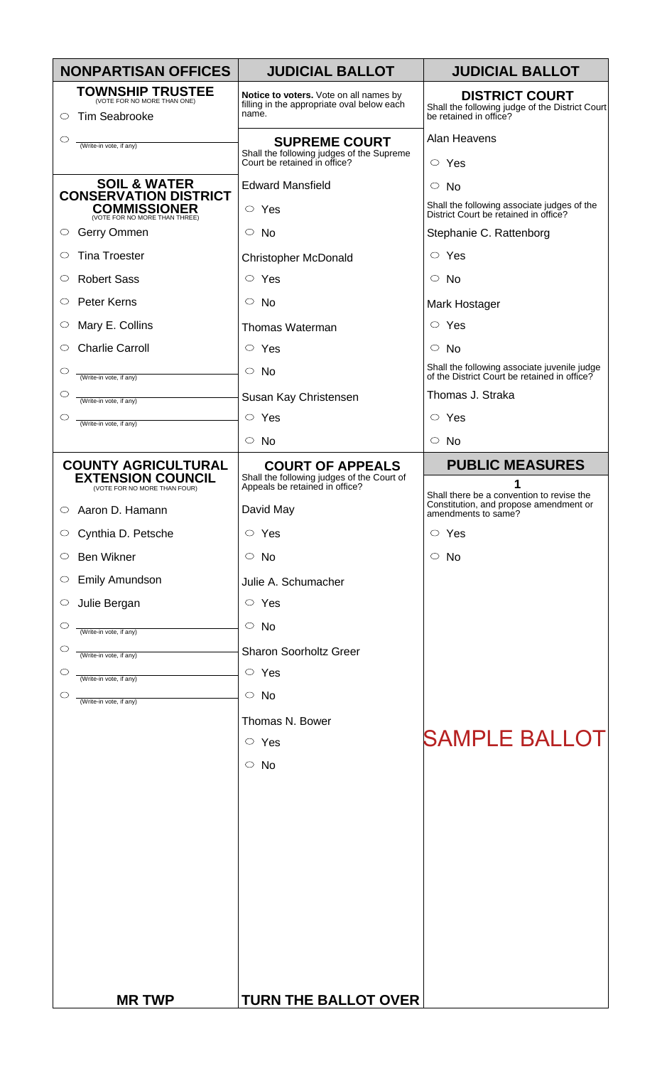## NONPARTISAN OFFICES

### TOWNSHIP TRUSTEE
(VOTE FOR NO MORE THAN ONE)

- ○ Tim Seabrooke
- ○ ________ (Write-in vote, if any)

### SOIL & WATER CONSERVATION DISTRICT COMMISSIONER
(VOTE FOR NO MORE THAN THREE)

- ○ Gerry Ommen
- ○ Tina Troester
- ○ Robert Sass
- ○ Peter Kerns
- ○ Mary E. Collins
- ○ Charlie Carroll
- ○ ________ (Write-in vote, if any)
- ○ ________ (Write-in vote, if any)
- ○ ________ (Write-in vote, if any)

### COUNTY AGRICULTURAL EXTENSION COUNCIL
(VOTE FOR NO MORE THAN FOUR)

- ○ Aaron D. Hamann
- ○ Cynthia D. Petsche
- ○ Ben Wikner
- ○ Emily Amundson
- ○ Julie Bergan
- ○ ________ (Write-in vote, if any)
- ○ ________ (Write-in vote, if any)
- ○ ________ (Write-in vote, if any)
- ○ ________ (Write-in vote, if any)

**MR TWP**

## JUDICIAL BALLOT

**Notice to voters.** Vote on all names by filling in the appropriate oval below each name.

### SUPREME COURT
Shall the following judges of the Supreme Court be retained in office?

Edward Mansfield
- ○ Yes
- ○ No

Christopher McDonald
- ○ Yes
- ○ No

Thomas Waterman
- ○ Yes
- ○ No

Susan Kay Christensen
- ○ Yes
- ○ No

### COURT OF APPEALS
Shall the following judges of the Court of Appeals be retained in office?

David May
- ○ Yes
- ○ No

Julie A. Schumacher
- ○ Yes
- ○ No

Sharon Soorholtz Greer
- ○ Yes
- ○ No

Thomas N. Bower
- ○ Yes
- ○ No

**TURN THE BALLOT OVER**

## JUDICIAL BALLOT

### DISTRICT COURT
Shall the following judge of the District Court be retained in office?

Alan Heavens
- ○ Yes
- ○ No

Shall the following associate judges of the District Court be retained in office?

Stephanie C. Rattenborg
- ○ Yes
- ○ No

Mark Hostager
- ○ Yes
- ○ No

Shall the following associate juvenile judge of the District Court be retained in office?

Thomas J. Straka
- ○ Yes
- ○ No

## PUBLIC MEASURES

**1**

Shall there be a convention to revise the Constitution, and propose amendment or amendments to same?

- ○ Yes
- ○ No

SAMPLE BALLOT